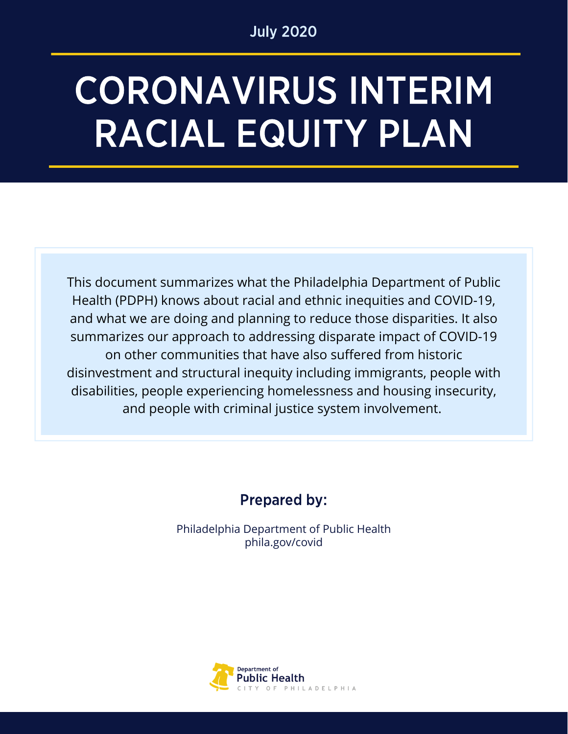July 2020

# CORONAVIRUS INTERIM RACIAL EQUITY PLAN

This document summarizes what the Philadelphia Department of Public Health (PDPH) knows about racial and ethnic inequities and COVID-19, and what we are doing and planning to reduce those disparities. It also summarizes our approach to addressing disparate impact of COVID-19 on other communities that have also suffered from historic disinvestment and structural inequity including immigrants, people with disabilities, people experiencing homelessness and housing insecurity, and people with criminal justice system involvement.

## Prepared by:

Philadelphia Department of Public Health
phila.gov/covid

Department of
Public Health
CITY OF PHILADELPHIA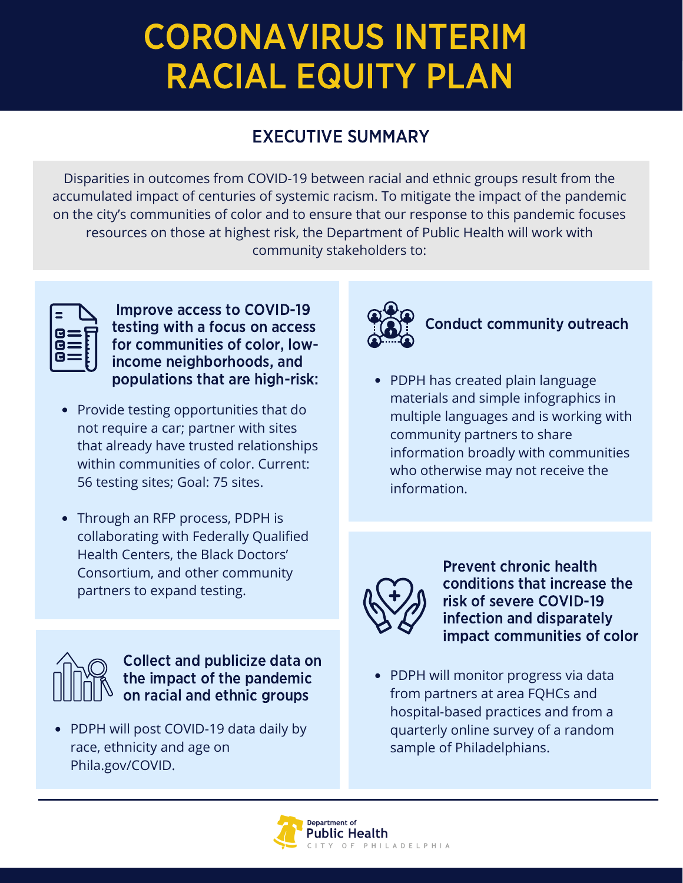# CORONAVIRUS INTERIM RACIAL EQUITY PLAN

## EXECUTIVE SUMMARY

Disparities in outcomes from COVID-19 between racial and ethnic groups result from the accumulated impact of centuries of systemic racism. To mitigate the impact of the pandemic on the city's communities of color and to ensure that our response to this pandemic focuses resources on those at highest risk, the Department of Public Health will work with community stakeholders to:

### Improve access to COVID-19 testing with a focus on access for communities of color, low-income neighborhoods, and populations that are high-risk:

- Provide testing opportunities that do not require a car; partner with sites that already have trusted relationships within communities of color. Current: 56 testing sites; Goal: 75 sites.
- Through an RFP process, PDPH is collaborating with Federally Qualified Health Centers, the Black Doctors' Consortium, and other community partners to expand testing.

### Collect and publicize data on the impact of the pandemic on racial and ethnic groups

- PDPH will post COVID-19 data daily by race, ethnicity and age on Phila.gov/COVID.

### Conduct community outreach

- PDPH has created plain language materials and simple infographics in multiple languages and is working with community partners to share information broadly with communities who otherwise may not receive the information.

### Prevent chronic health conditions that increase the risk of severe COVID-19 infection and disparately impact communities of color

- PDPH will monitor progress via data from partners at area FQHCs and hospital-based practices and from a quarterly online survey of a random sample of Philadelphians.

Department of Public Health
CITY OF PHILADELPHIA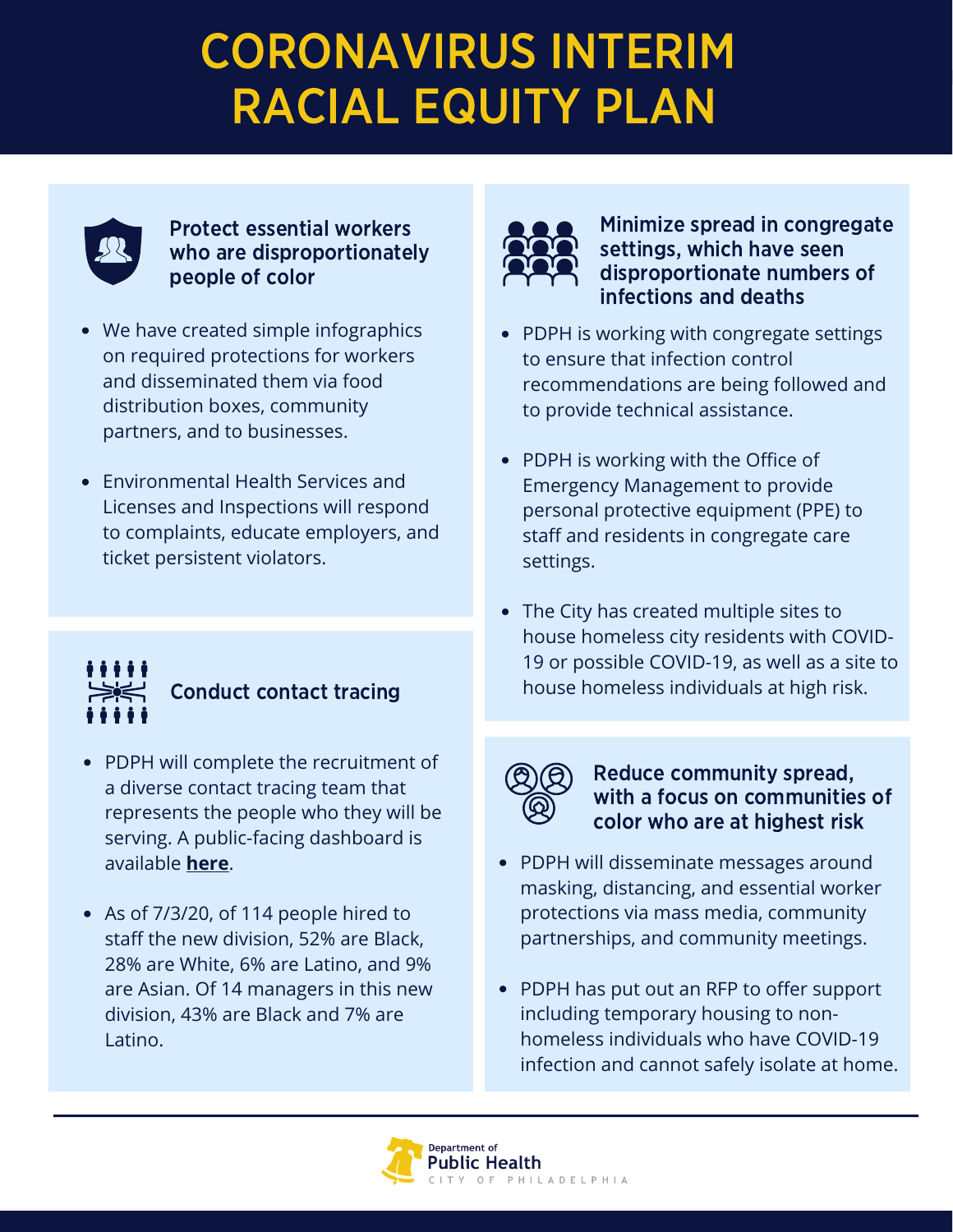# CORONAVIRUS INTERIM RACIAL EQUITY PLAN

### Protect essential workers who are disproportionately people of color

- We have created simple infographics on required protections for workers and disseminated them via food distribution boxes, community partners, and to businesses.
- Environmental Health Services and Licenses and Inspections will respond to complaints, educate employers, and ticket persistent violators.

### Conduct contact tracing

- PDPH will complete the recruitment of a diverse contact tracing team that represents the people who they will be serving. A public-facing dashboard is available **here**.
- As of 7/3/20, of 114 people hired to staff the new division, 52% are Black, 28% are White, 6% are Latino, and 9% are Asian. Of 14 managers in this new division, 43% are Black and 7% are Latino.

### Minimize spread in congregate settings, which have seen disproportionate numbers of infections and deaths

- PDPH is working with congregate settings to ensure that infection control recommendations are being followed and to provide technical assistance.
- PDPH is working with the Office of Emergency Management to provide personal protective equipment (PPE) to staff and residents in congregate care settings.
- The City has created multiple sites to house homeless city residents with COVID-19 or possible COVID-19, as well as a site to house homeless individuals at high risk.

### Reduce community spread, with a focus on communities of color who are at highest risk

- PDPH will disseminate messages around masking, distancing, and essential worker protections via mass media, community partnerships, and community meetings.
- PDPH has put out an RFP to offer support including temporary housing to non-homeless individuals who have COVID-19 infection and cannot safely isolate at home.

Department of Public Health
CITY OF PHILADELPHIA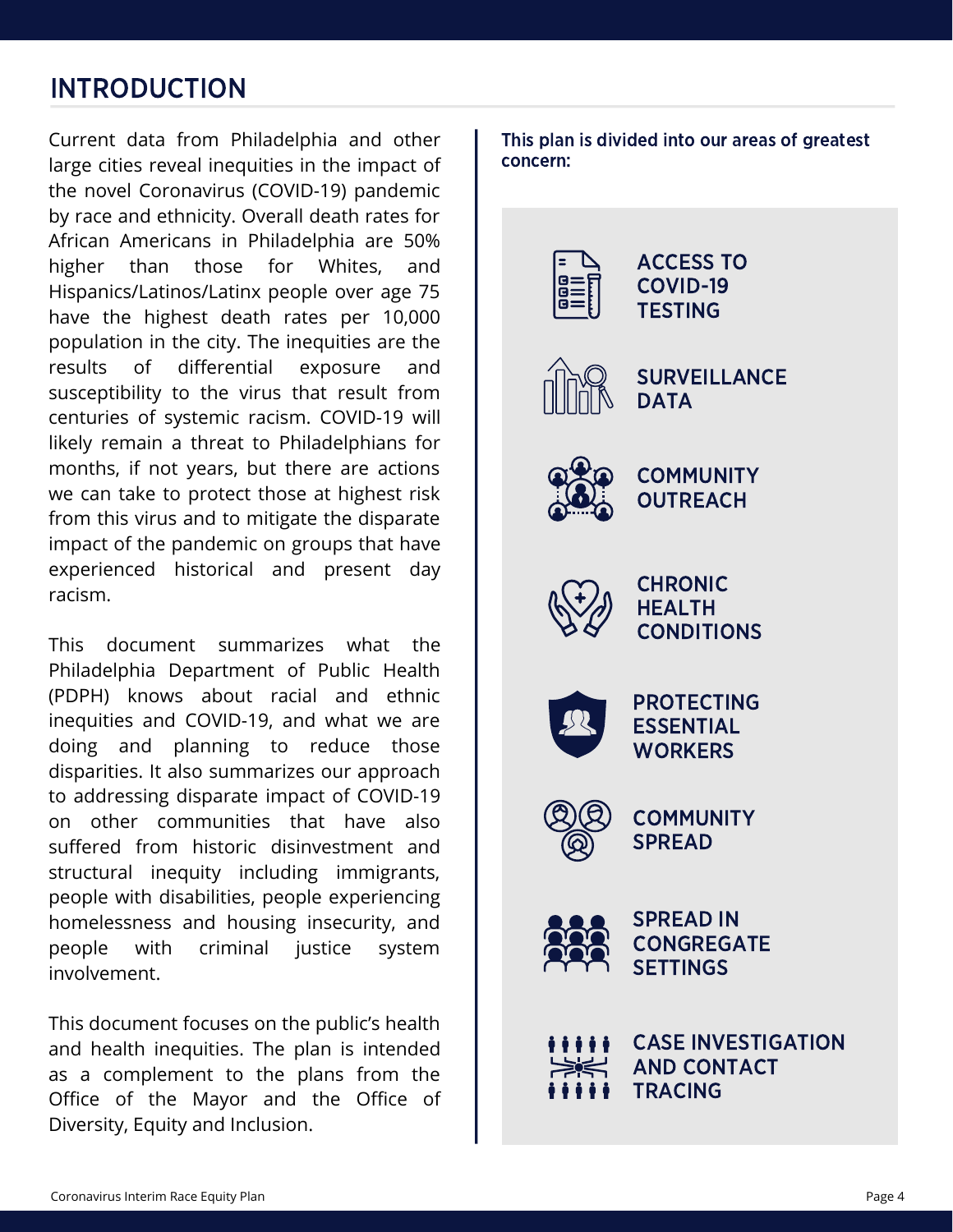# INTRODUCTION

Current data from Philadelphia and other large cities reveal inequities in the impact of the novel Coronavirus (COVID-19) pandemic by race and ethnicity. Overall death rates for African Americans in Philadelphia are 50% higher than those for Whites, and Hispanics/Latinos/Latinx people over age 75 have the highest death rates per 10,000 population in the city. The inequities are the results of differential exposure and susceptibility to the virus that result from centuries of systemic racism. COVID-19 will likely remain a threat to Philadelphians for months, if not years, but there are actions we can take to protect those at highest risk from this virus and to mitigate the disparate impact of the pandemic on groups that have experienced historical and present day racism.

This document summarizes what the Philadelphia Department of Public Health (PDPH) knows about racial and ethnic inequities and COVID-19, and what we are doing and planning to reduce those disparities. It also summarizes our approach to addressing disparate impact of COVID-19 on other communities that have also suffered from historic disinvestment and structural inequity including immigrants, people with disabilities, people experiencing homelessness and housing insecurity, and people with criminal justice system involvement.

This document focuses on the public's health and health inequities. The plan is intended as a complement to the plans from the Office of the Mayor and the Office of Diversity, Equity and Inclusion.

**This plan is divided into our areas of greatest concern:**

- **ACCESS TO COVID-19 TESTING**
- **SURVEILLANCE DATA**
- **COMMUNITY OUTREACH**
- **CHRONIC HEALTH CONDITIONS**
- **PROTECTING ESSENTIAL WORKERS**
- **COMMUNITY SPREAD**
- **SPREAD IN CONGREGATE SETTINGS**
- **CASE INVESTIGATION AND CONTACT TRACING**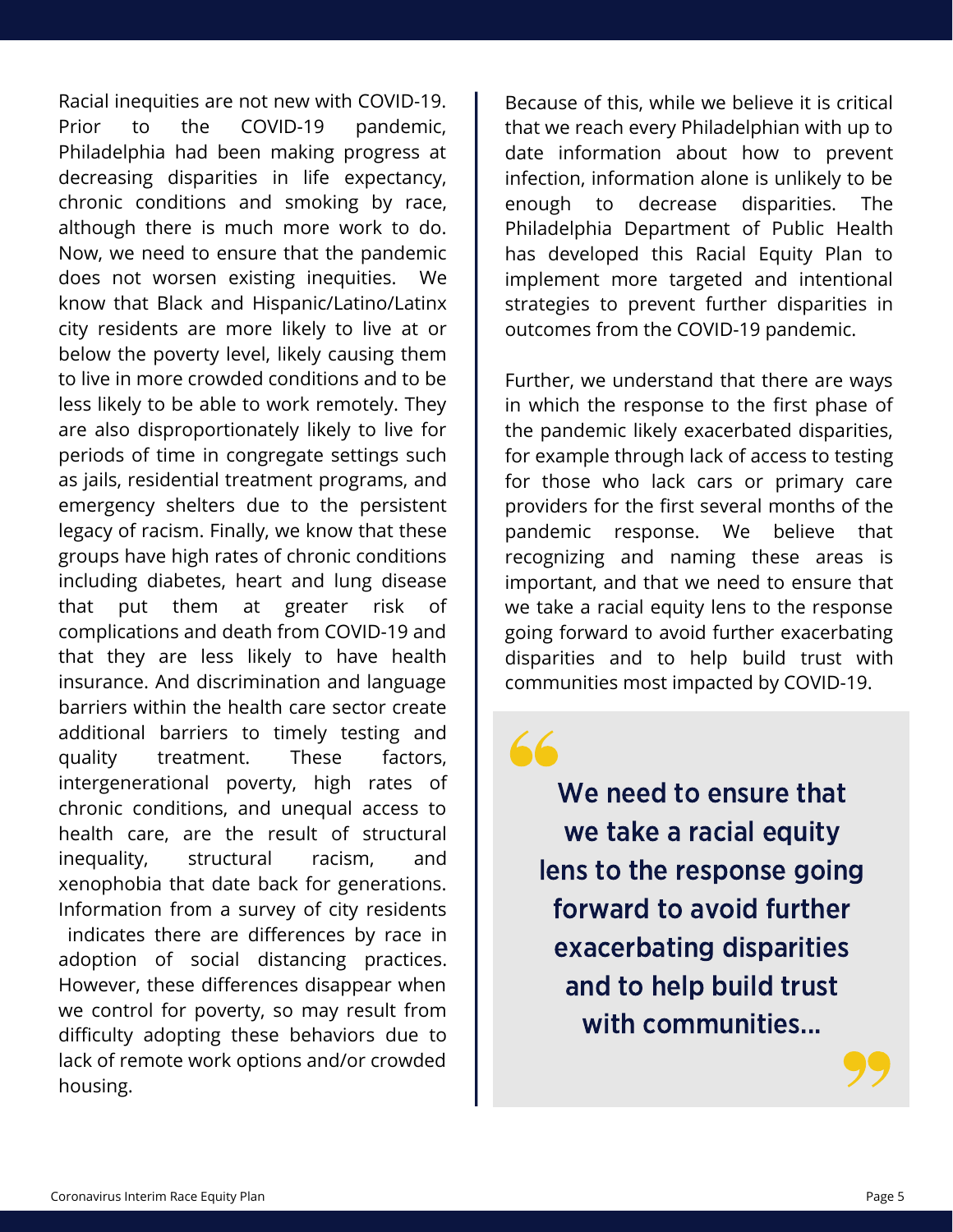Racial inequities are not new with COVID-19. Prior to the COVID-19 pandemic, Philadelphia had been making progress at decreasing disparities in life expectancy, chronic conditions and smoking by race, although there is much more work to do. Now, we need to ensure that the pandemic does not worsen existing inequities. We know that Black and Hispanic/Latino/Latinx city residents are more likely to live at or below the poverty level, likely causing them to live in more crowded conditions and to be less likely to be able to work remotely. They are also disproportionately likely to live for periods of time in congregate settings such as jails, residential treatment programs, and emergency shelters due to the persistent legacy of racism. Finally, we know that these groups have high rates of chronic conditions including diabetes, heart and lung disease that put them at greater risk of complications and death from COVID-19 and that they are less likely to have health insurance. And discrimination and language barriers within the health care sector create additional barriers to timely testing and quality treatment. These factors, intergenerational poverty, high rates of chronic conditions, and unequal access to health care, are the result of structural inequality, structural racism, and xenophobia that date back for generations. Information from a survey of city residents indicates there are differences by race in adoption of social distancing practices. However, these differences disappear when we control for poverty, so may result from difficulty adopting these behaviors due to lack of remote work options and/or crowded housing.

Because of this, while we believe it is critical that we reach every Philadelphian with up to date information about how to prevent infection, information alone is unlikely to be enough to decrease disparities. The Philadelphia Department of Public Health has developed this Racial Equity Plan to implement more targeted and intentional strategies to prevent further disparities in outcomes from the COVID-19 pandemic.

Further, we understand that there are ways in which the response to the first phase of the pandemic likely exacerbated disparities, for example through lack of access to testing for those who lack cars or primary care providers for the first several months of the pandemic response. We believe that recognizing and naming these areas is important, and that we need to ensure that we take a racial equity lens to the response going forward to avoid further exacerbating disparities and to help build trust with communities most impacted by COVID-19.

> **"We need to ensure that we take a racial equity lens to the response going forward to avoid further exacerbating disparities and to help build trust with communities..."**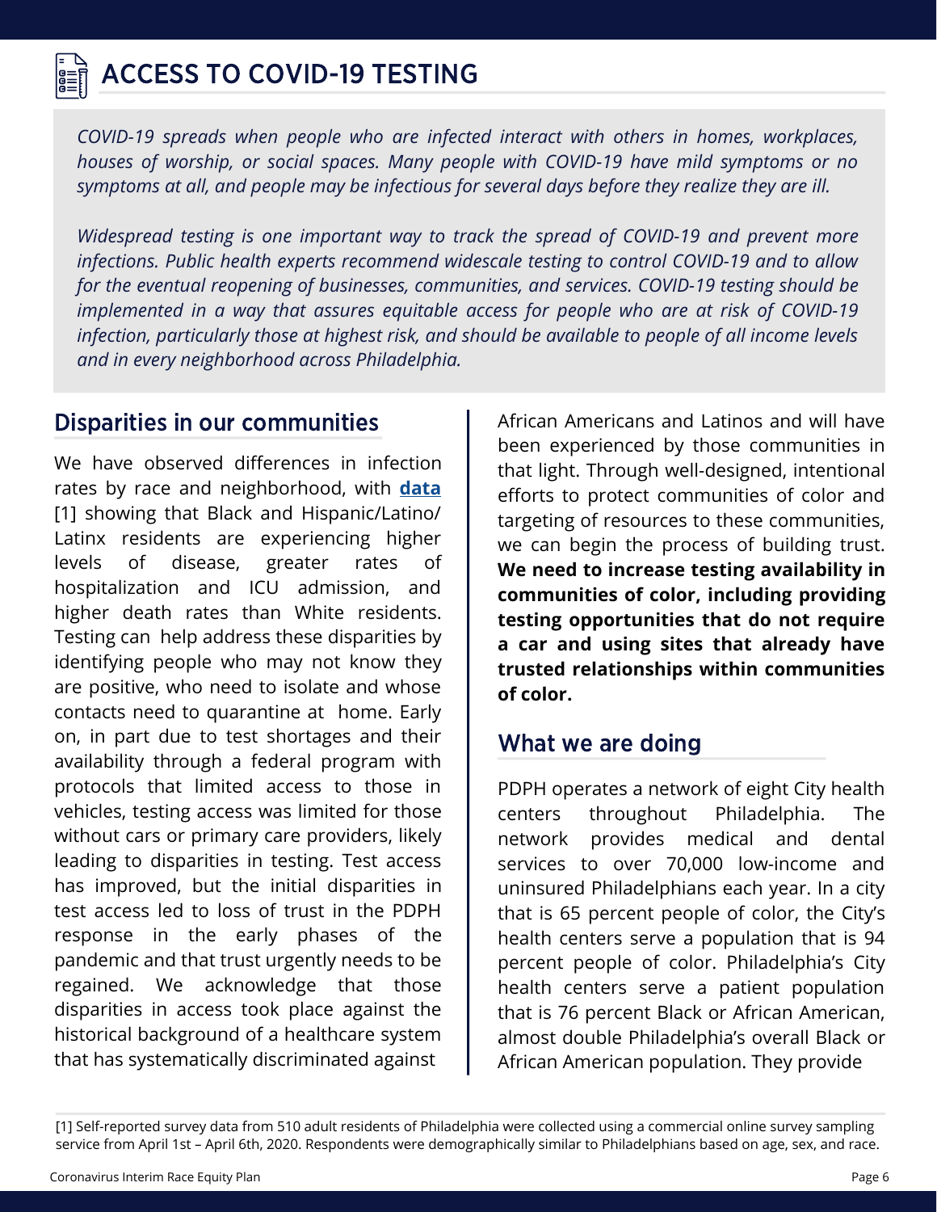# ACCESS TO COVID-19 TESTING

*COVID-19 spreads when people who are infected interact with others in homes, workplaces, houses of worship, or social spaces. Many people with COVID-19 have mild symptoms or no symptoms at all, and people may be infectious for several days before they realize they are ill.*

*Widespread testing is one important way to track the spread of COVID-19 and prevent more infections. Public health experts recommend widescale testing to control COVID-19 and to allow for the eventual reopening of businesses, communities, and services. COVID-19 testing should be implemented in a way that assures equitable access for people who are at risk of COVID-19 infection, particularly those at highest risk, and should be available to people of all income levels and in every neighborhood across Philadelphia.*

## Disparities in our communities

We have observed differences in infection rates by race and neighborhood, with **data** [1] showing that Black and Hispanic/Latino/Latinx residents are experiencing higher levels of disease, greater rates of hospitalization and ICU admission, and higher death rates than White residents. Testing can help address these disparities by identifying people who may not know they are positive, who need to isolate and whose contacts need to quarantine at home. Early on, in part due to test shortages and their availability through a federal program with protocols that limited access to those in vehicles, testing access was limited for those without cars or primary care providers, likely leading to disparities in testing. Test access has improved, but the initial disparities in test access led to loss of trust in the PDPH response in the early phases of the pandemic and that trust urgently needs to be regained. We acknowledge that those disparities in access took place against the historical background of a healthcare system that has systematically discriminated against African Americans and Latinos and will have been experienced by those communities in that light. Through well-designed, intentional efforts to protect communities of color and targeting of resources to these communities, we can begin the process of building trust. **We need to increase testing availability in communities of color, including providing testing opportunities that do not require a car and using sites that already have trusted relationships within communities of color.**

## What we are doing

PDPH operates a network of eight City health centers throughout Philadelphia. The network provides medical and dental services to over 70,000 low-income and uninsured Philadelphians each year. In a city that is 65 percent people of color, the City's health centers serve a population that is 94 percent people of color. Philadelphia's City health centers serve a patient population that is 76 percent Black or African American, almost double Philadelphia's overall Black or African American population. They provide

[1] Self-reported survey data from 510 adult residents of Philadelphia were collected using a commercial online survey sampling service from April 1st – April 6th, 2020. Respondents were demographically similar to Philadelphians based on age, sex, and race.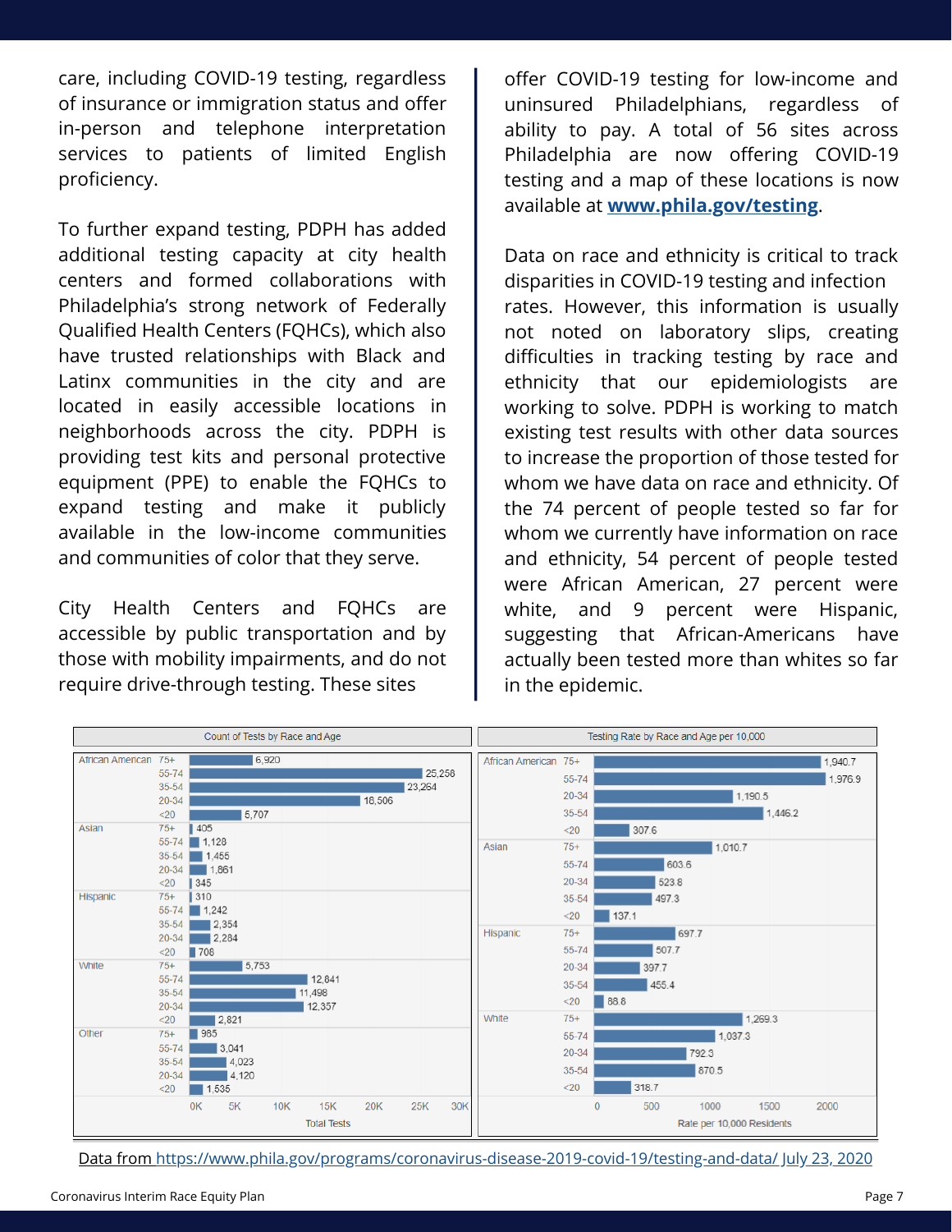care, including COVID-19 testing, regardless of insurance or immigration status and offer in-person and telephone interpretation services to patients of limited English proficiency.

To further expand testing, PDPH has added additional testing capacity at city health centers and formed collaborations with Philadelphia's strong network of Federally Qualified Health Centers (FQHCs), which also have trusted relationships with Black and Latinx communities in the city and are located in easily accessible locations in neighborhoods across the city. PDPH is providing test kits and personal protective equipment (PPE) to enable the FQHCs to expand testing and make it publicly available in the low-income communities and communities of color that they serve.

City Health Centers and FQHCs are accessible by public transportation and by those with mobility impairments, and do not require drive-through testing. These sites offer COVID-19 testing for low-income and uninsured Philadelphians, regardless of ability to pay. A total of 56 sites across Philadelphia are now offering COVID-19 testing and a map of these locations is now available at **[www.phila.gov/testing](http://www.phila.gov/testing)**.

Data on race and ethnicity is critical to track disparities in COVID-19 testing and infection rates. However, this information is usually not noted on laboratory slips, creating difficulties in tracking testing by race and ethnicity that our epidemiologists are working to solve. PDPH is working to match existing test results with other data sources to increase the proportion of those tested for whom we have data on race and ethnicity. Of the 74 percent of people tested so far for whom we currently have information on race and ethnicity, 54 percent of people tested were African American, 27 percent were white, and 9 percent were Hispanic, suggesting that African-Americans have actually been tested more than whites so far in the epidemic.

**Count of Tests by Race and Age**

| Race | Age | Total Tests |
|---|---|---|
| African American | 75+ | 6,920 |
| | 55-74 | 25,258 |
| | 35-54 | 23,264 |
| | 20-34 | 18,506 |
| | <20 | 5,707 |
| Asian | 75+ | 405 |
| | 55-74 | 1,128 |
| | 35-54 | 1,455 |
| | 20-34 | 1,861 |
| | <20 | 345 |
| Hispanic | 75+ | 310 |
| | 55-74 | 1,242 |
| | 35-54 | 2,354 |
| | 20-34 | 2,284 |
| | <20 | 708 |
| White | 75+ | 5,753 |
| | 55-74 | 12,841 |
| | 35-54 | 11,498 |
| | 20-34 | 12,357 |
| | <20 | 2,821 |
| Other | 75+ | 985 |
| | 55-74 | 3,041 |
| | 35-54 | 4,023 |
| | 20-34 | 4,120 |
| | <20 | 1,535 |

**Testing Rate by Race and Age per 10,000**

| Race | Age | Rate per 10,000 Residents |
|---|---|---|
| African American | 75+ | 1,940.7 |
| | 55-74 | 1,976.9 |
| | 20-34 | 1,190.5 |
| | 35-54 | 1,446.2 |
| | <20 | 307.6 |
| Asian | 75+ | 1,010.7 |
| | 55-74 | 603.6 |
| | 20-34 | 523.8 |
| | 35-54 | 497.3 |
| | <20 | 137.1 |
| Hispanic | 75+ | 697.7 |
| | 55-74 | 507.7 |
| | 20-34 | 397.7 |
| | 35-54 | 455.4 |
| | <20 | 88.8 |
| White | 75+ | 1,269.3 |
| | 55-74 | 1,037.3 |
| | 20-34 | 792.3 |
| | 35-54 | 870.5 |
| | <20 | 318.7 |

Data from [https://www.phila.gov/programs/coronavirus-disease-2019-covid-19/testing-and-data/](https://www.phila.gov/programs/coronavirus-disease-2019-covid-19/testing-and-data/) July 23, 2020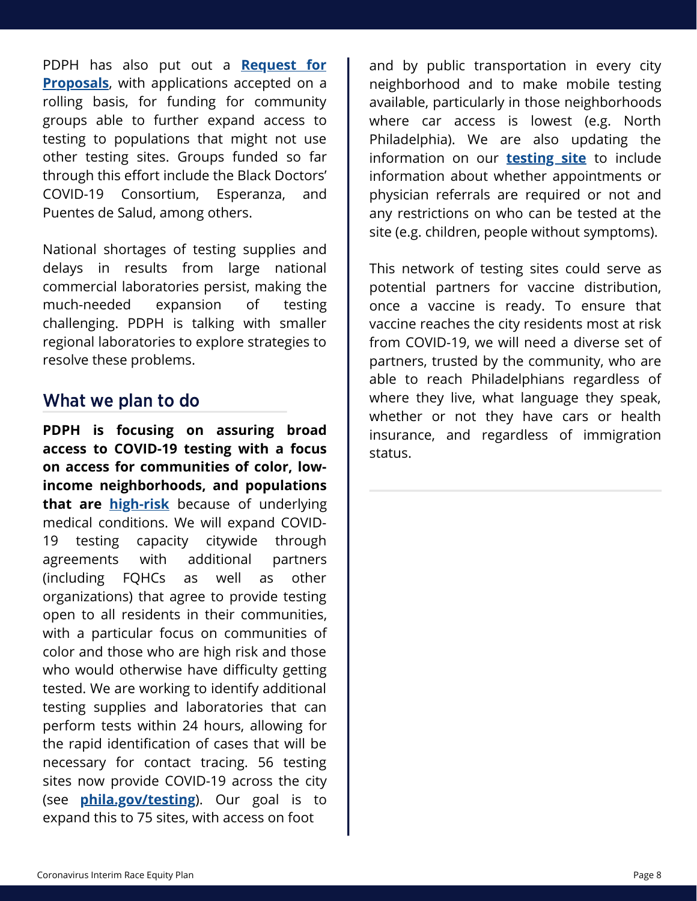PDPH has also put out a **Request for Proposals**, with applications accepted on a rolling basis, for funding for community groups able to further expand access to testing to populations that might not use other testing sites. Groups funded so far through this effort include the Black Doctors' COVID-19 Consortium, Esperanza, and Puentes de Salud, among others.

National shortages of testing supplies and delays in results from large national commercial laboratories persist, making the much-needed expansion of testing challenging. PDPH is talking with smaller regional laboratories to explore strategies to resolve these problems.

## What we plan to do

**PDPH is focusing on assuring broad access to COVID-19 testing with a focus on access for communities of color, low-income neighborhoods, and populations that are high-risk** because of underlying medical conditions. We will expand COVID-19 testing capacity citywide through agreements with additional partners (including FQHCs as well as other organizations) that agree to provide testing open to all residents in their communities, with a particular focus on communities of color and those who are high risk and those who would otherwise have difficulty getting tested. We are working to identify additional testing supplies and laboratories that can perform tests within 24 hours, allowing for the rapid identification of cases that will be necessary for contact tracing. 56 testing sites now provide COVID-19 across the city (see **phila.gov/testing**). Our goal is to expand this to 75 sites, with access on foot and by public transportation in every city neighborhood and to make mobile testing available, particularly in those neighborhoods where car access is lowest (e.g. North Philadelphia). We are also updating the information on our **testing site** to include information about whether appointments or physician referrals are required or not and any restrictions on who can be tested at the site (e.g. children, people without symptoms).

This network of testing sites could serve as potential partners for vaccine distribution, once a vaccine is ready. To ensure that vaccine reaches the city residents most at risk from COVID-19, we will need a diverse set of partners, trusted by the community, who are able to reach Philadelphians regardless of where they live, what language they speak, whether or not they have cars or health insurance, and regardless of immigration status.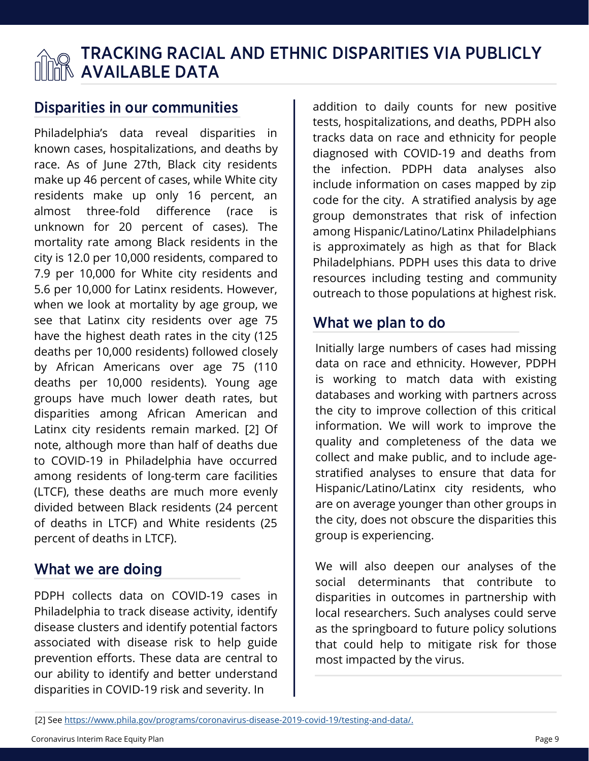# TRACKING RACIAL AND ETHNIC DISPARITIES VIA PUBLICLY AVAILABLE DATA

## Disparities in our communities

Philadelphia's data reveal disparities in known cases, hospitalizations, and deaths by race. As of June 27th, Black city residents make up 46 percent of cases, while White city residents make up only 16 percent, an almost three-fold difference (race is unknown for 20 percent of cases). The mortality rate among Black residents in the city is 12.0 per 10,000 residents, compared to 7.9 per 10,000 for White city residents and 5.6 per 10,000 for Latinx residents. However, when we look at mortality by age group, we see that Latinx city residents over age 75 have the highest death rates in the city (125 deaths per 10,000 residents) followed closely by African Americans over age 75 (110 deaths per 10,000 residents). Young age groups have much lower death rates, but disparities among African American and Latinx city residents remain marked. [2] Of note, although more than half of deaths due to COVID-19 in Philadelphia have occurred among residents of long-term care facilities (LTCF), these deaths are much more evenly divided between Black residents (24 percent of deaths in LTCF) and White residents (25 percent of deaths in LTCF).

## What we are doing

PDPH collects data on COVID-19 cases in Philadelphia to track disease activity, identify disease clusters and identify potential factors associated with disease risk to help guide prevention efforts. These data are central to our ability to identify and better understand disparities in COVID-19 risk and severity. In addition to daily counts for new positive tests, hospitalizations, and deaths, PDPH also tracks data on race and ethnicity for people diagnosed with COVID-19 and deaths from the infection. PDPH data analyses also include information on cases mapped by zip code for the city. A stratified analysis by age group demonstrates that risk of infection among Hispanic/Latino/Latinx Philadelphians is approximately as high as that for Black Philadelphians. PDPH uses this data to drive resources including testing and community outreach to those populations at highest risk.

## What we plan to do

Initially large numbers of cases had missing data on race and ethnicity. However, PDPH is working to match data with existing databases and working with partners across the city to improve collection of this critical information. We will work to improve the quality and completeness of the data we collect and make public, and to include age-stratified analyses to ensure that data for Hispanic/Latino/Latinx city residents, who are on average younger than other groups in the city, does not obscure the disparities this group is experiencing.

We will also deepen our analyses of the social determinants that contribute to disparities in outcomes in partnership with local researchers. Such analyses could serve as the springboard to future policy solutions that could help to mitigate risk for those most impacted by the virus.

[2] See https://www.phila.gov/programs/coronavirus-disease-2019-covid-19/testing-and-data/.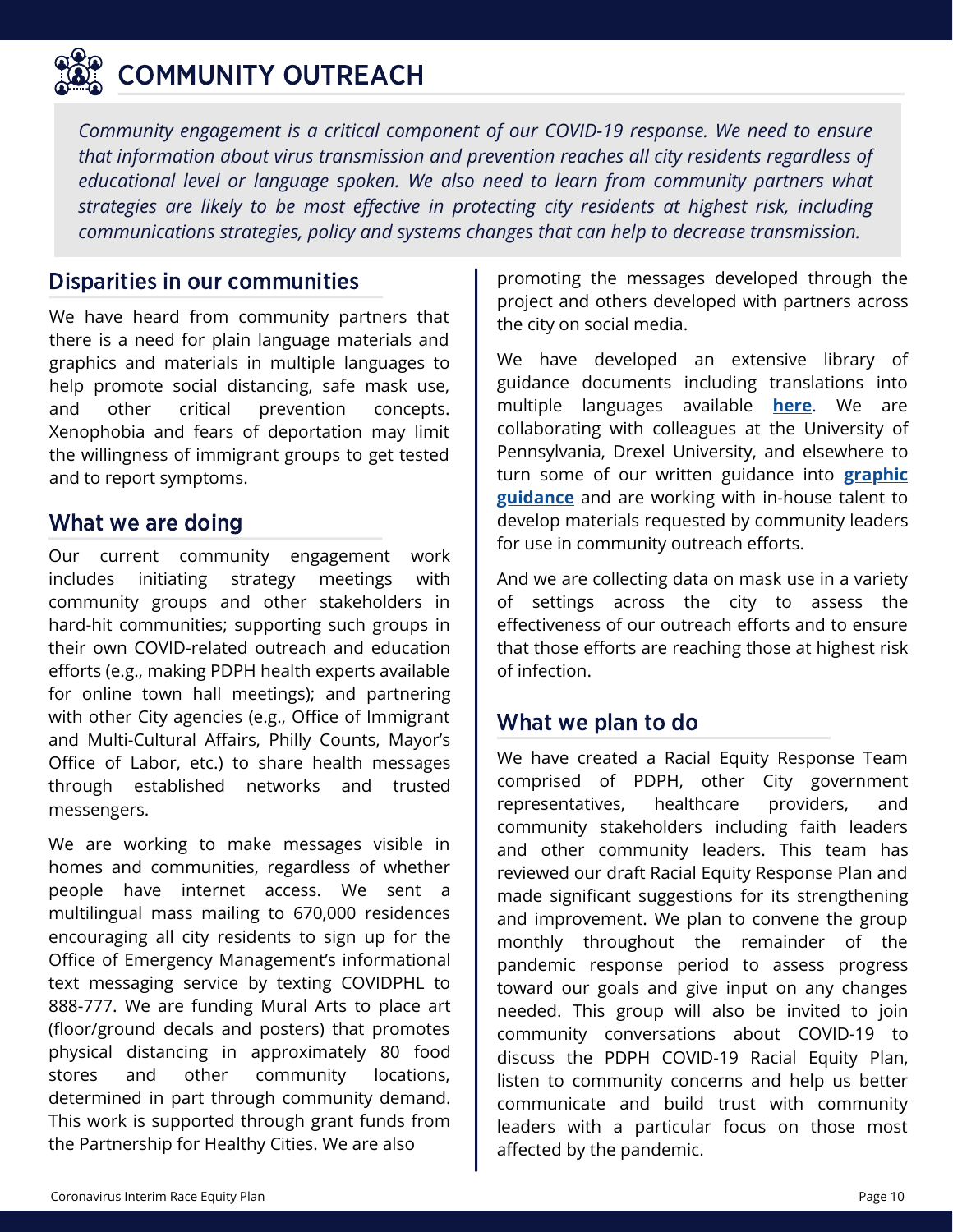# COMMUNITY OUTREACH

*Community engagement is a critical component of our COVID-19 response. We need to ensure that information about virus transmission and prevention reaches all city residents regardless of educational level or language spoken. We also need to learn from community partners what strategies are likely to be most effective in protecting city residents at highest risk, including communications strategies, policy and systems changes that can help to decrease transmission.*

## Disparities in our communities

We have heard from community partners that there is a need for plain language materials and graphics and materials in multiple languages to help promote social distancing, safe mask use, and other critical prevention concepts. Xenophobia and fears of deportation may limit the willingness of immigrant groups to get tested and to report symptoms.

## What we are doing

Our current community engagement work includes initiating strategy meetings with community groups and other stakeholders in hard-hit communities; supporting such groups in their own COVID-related outreach and education efforts (e.g., making PDPH health experts available for online town hall meetings); and partnering with other City agencies (e.g., Office of Immigrant and Multi-Cultural Affairs, Philly Counts, Mayor's Office of Labor, etc.) to share health messages through established networks and trusted messengers.

We are working to make messages visible in homes and communities, regardless of whether people have internet access. We sent a multilingual mass mailing to 670,000 residences encouraging all city residents to sign up for the Office of Emergency Management's informational text messaging service by texting COVIDPHL to 888-777. We are funding Mural Arts to place art (floor/ground decals and posters) that promotes physical distancing in approximately 80 food stores and other community locations, determined in part through community demand. This work is supported through grant funds from the Partnership for Healthy Cities. We are also promoting the messages developed through the project and others developed with partners across the city on social media.

We have developed an extensive library of guidance documents including translations into multiple languages available **here**. We are collaborating with colleagues at the University of Pennsylvania, Drexel University, and elsewhere to turn some of our written guidance into **graphic guidance** and are working with in-house talent to develop materials requested by community leaders for use in community outreach efforts.

And we are collecting data on mask use in a variety of settings across the city to assess the effectiveness of our outreach efforts and to ensure that those efforts are reaching those at highest risk of infection.

## What we plan to do

We have created a Racial Equity Response Team comprised of PDPH, other City government representatives, healthcare providers, and community stakeholders including faith leaders and other community leaders. This team has reviewed our draft Racial Equity Response Plan and made significant suggestions for its strengthening and improvement. We plan to convene the group monthly throughout the remainder of the pandemic response period to assess progress toward our goals and give input on any changes needed. This group will also be invited to join community conversations about COVID-19 to discuss the PDPH COVID-19 Racial Equity Plan, listen to community concerns and help us better communicate and build trust with community leaders with a particular focus on those most affected by the pandemic.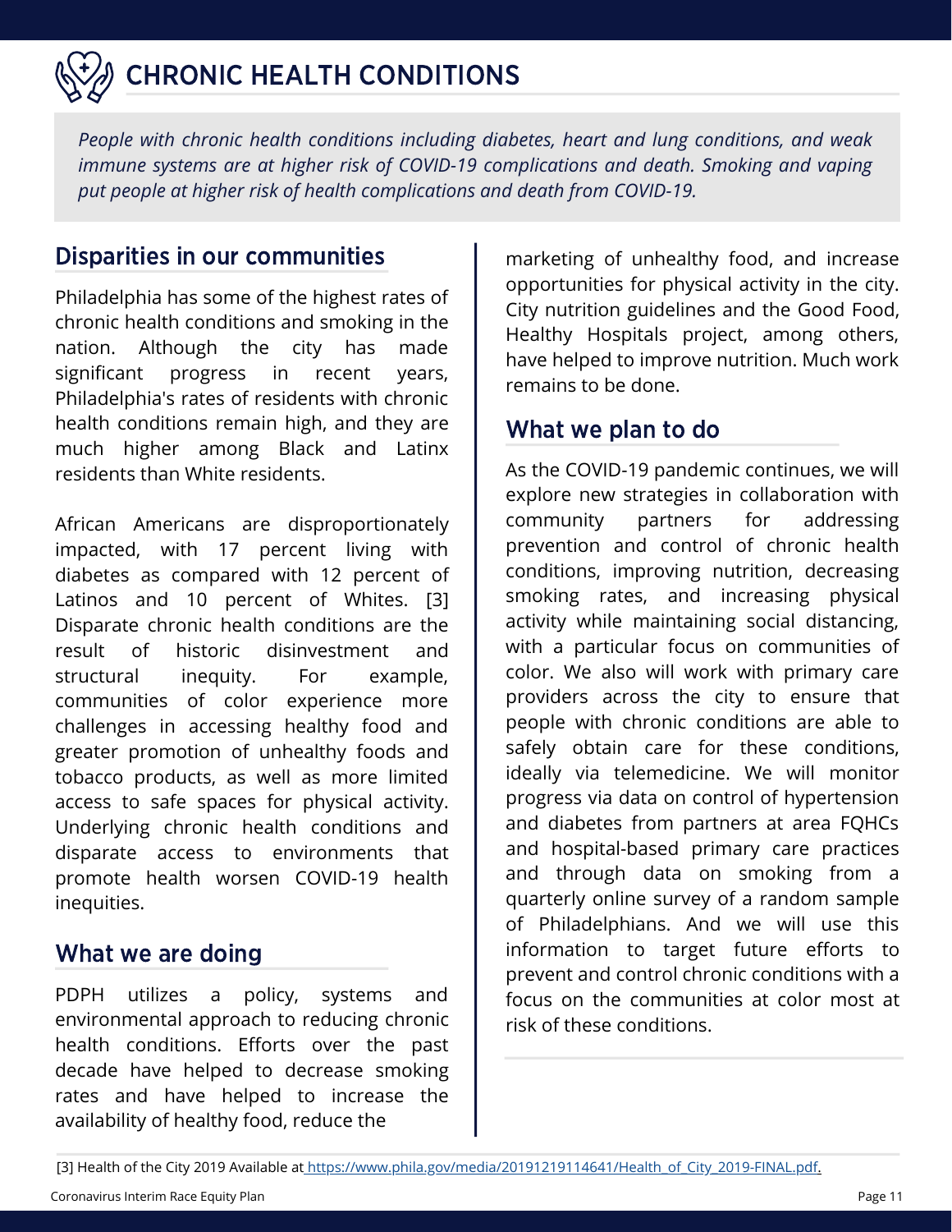# CHRONIC HEALTH CONDITIONS

*People with chronic health conditions including diabetes, heart and lung conditions, and weak immune systems are at higher risk of COVID-19 complications and death. Smoking and vaping put people at higher risk of health complications and death from COVID-19.*

## Disparities in our communities

Philadelphia has some of the highest rates of chronic health conditions and smoking in the nation. Although the city has made significant progress in recent years, Philadelphia's rates of residents with chronic health conditions remain high, and they are much higher among Black and Latinx residents than White residents.

African Americans are disproportionately impacted, with 17 percent living with diabetes as compared with 12 percent of Latinos and 10 percent of Whites. [3] Disparate chronic health conditions are the result of historic disinvestment and structural inequity. For example, communities of color experience more challenges in accessing healthy food and greater promotion of unhealthy foods and tobacco products, as well as more limited access to safe spaces for physical activity. Underlying chronic health conditions and disparate access to environments that promote health worsen COVID-19 health inequities.

## What we are doing

PDPH utilizes a policy, systems and environmental approach to reducing chronic health conditions. Efforts over the past decade have helped to decrease smoking rates and have helped to increase the availability of healthy food, reduce the marketing of unhealthy food, and increase opportunities for physical activity in the city. City nutrition guidelines and the Good Food, Healthy Hospitals project, among others, have helped to improve nutrition. Much work remains to be done.

## What we plan to do

As the COVID-19 pandemic continues, we will explore new strategies in collaboration with community partners for addressing prevention and control of chronic health conditions, improving nutrition, decreasing smoking rates, and increasing physical activity while maintaining social distancing, with a particular focus on communities of color. We also will work with primary care providers across the city to ensure that people with chronic conditions are able to safely obtain care for these conditions, ideally via telemedicine. We will monitor progress via data on control of hypertension and diabetes from partners at area FQHCs and hospital-based primary care practices and through data on smoking from a quarterly online survey of a random sample of Philadelphians. And we will use this information to target future efforts to prevent and control chronic conditions with a focus on the communities at color most at risk of these conditions.

[3] Health of the City 2019 Available at https://www.phila.gov/media/20191219114641/Health_of_City_2019-FINAL.pdf.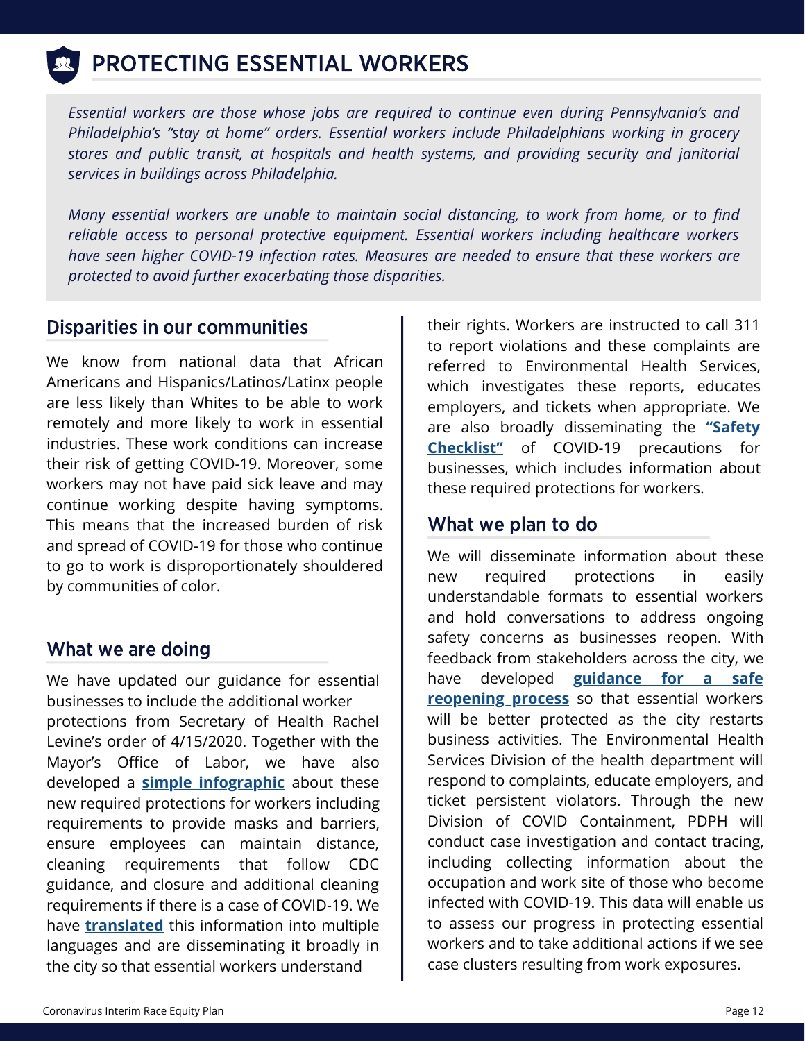# PROTECTING ESSENTIAL WORKERS

*Essential workers are those whose jobs are required to continue even during Pennsylvania's and Philadelphia's "stay at home" orders. Essential workers include Philadelphians working in grocery stores and public transit, at hospitals and health systems, and providing security and janitorial services in buildings across Philadelphia.*

*Many essential workers are unable to maintain social distancing, to work from home, or to find reliable access to personal protective equipment. Essential workers including healthcare workers have seen higher COVID-19 infection rates. Measures are needed to ensure that these workers are protected to avoid further exacerbating those disparities.*

## Disparities in our communities

We know from national data that African Americans and Hispanics/Latinos/Latinx people are less likely than Whites to be able to work remotely and more likely to work in essential industries. These work conditions can increase their risk of getting COVID-19. Moreover, some workers may not have paid sick leave and may continue working despite having symptoms. This means that the increased burden of risk and spread of COVID-19 for those who continue to go to work is disproportionately shouldered by communities of color.

## What we are doing

We have updated our guidance for essential businesses to include the additional worker protections from Secretary of Health Rachel Levine's order of 4/15/2020. Together with the Mayor's Office of Labor, we have also developed a **simple infographic** about these new required protections for workers including requirements to provide masks and barriers, ensure employees can maintain distance, cleaning requirements that follow CDC guidance, and closure and additional cleaning requirements if there is a case of COVID-19. We have **translated** this information into multiple languages and are disseminating it broadly in the city so that essential workers understand their rights. Workers are instructed to call 311 to report violations and these complaints are referred to Environmental Health Services, which investigates these reports, educates employers, and tickets when appropriate. We are also broadly disseminating the **"Safety Checklist"** of COVID-19 precautions for businesses, which includes information about these required protections for workers.

## What we plan to do

We will disseminate information about these new required protections in easily understandable formats to essential workers and hold conversations to address ongoing safety concerns as businesses reopen. With feedback from stakeholders across the city, we have developed **guidance for a safe reopening process** so that essential workers will be better protected as the city restarts business activities. The Environmental Health Services Division of the health department will respond to complaints, educate employers, and ticket persistent violators. Through the new Division of COVID Containment, PDPH will conduct case investigation and contact tracing, including collecting information about the occupation and work site of those who become infected with COVID-19. This data will enable us to assess our progress in protecting essential workers and to take additional actions if we see case clusters resulting from work exposures.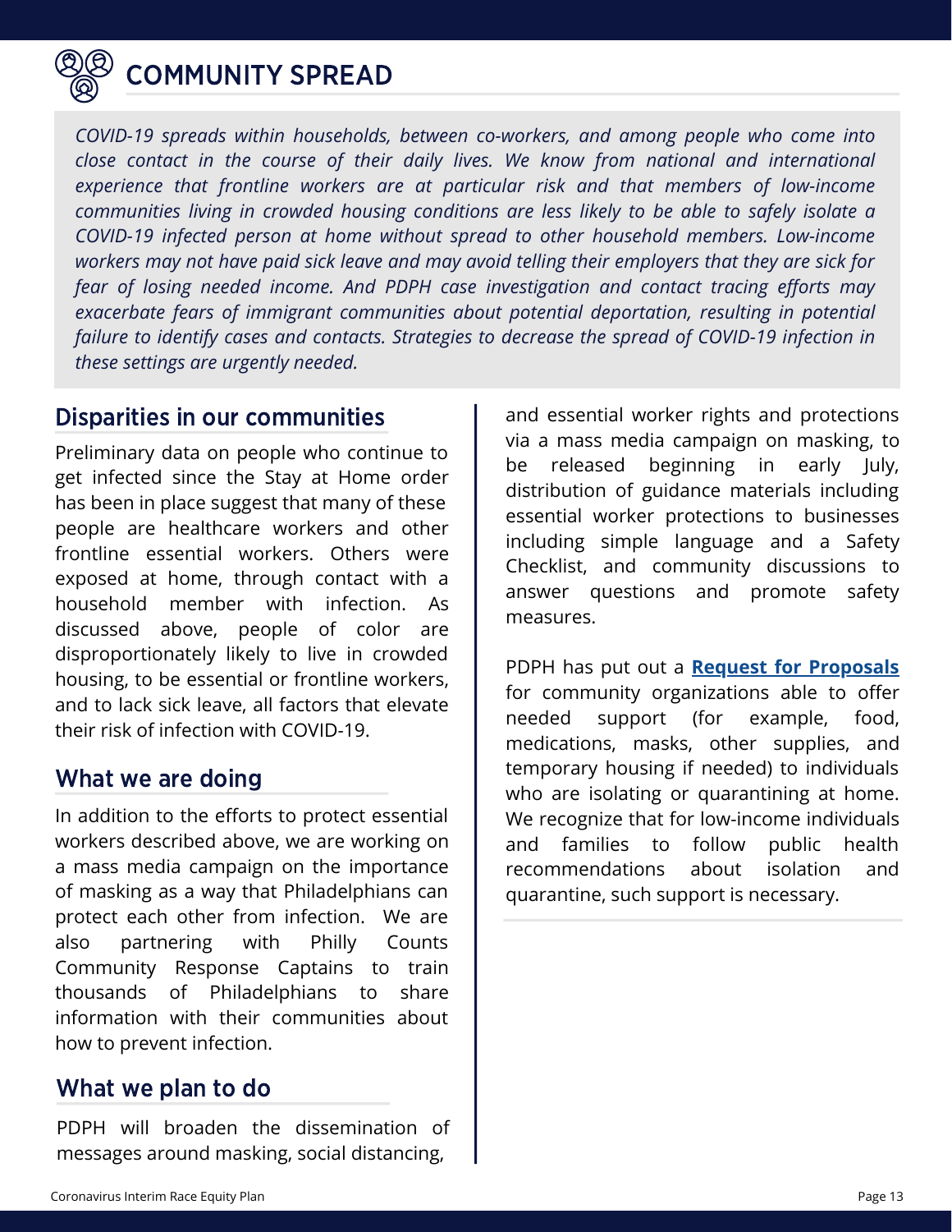# COMMUNITY SPREAD

*COVID-19 spreads within households, between co-workers, and among people who come into close contact in the course of their daily lives. We know from national and international experience that frontline workers are at particular risk and that members of low-income communities living in crowded housing conditions are less likely to be able to safely isolate a COVID-19 infected person at home without spread to other household members. Low-income workers may not have paid sick leave and may avoid telling their employers that they are sick for fear of losing needed income. And PDPH case investigation and contact tracing efforts may exacerbate fears of immigrant communities about potential deportation, resulting in potential failure to identify cases and contacts. Strategies to decrease the spread of COVID-19 infection in these settings are urgently needed.*

## Disparities in our communities

Preliminary data on people who continue to get infected since the Stay at Home order has been in place suggest that many of these people are healthcare workers and other frontline essential workers. Others were exposed at home, through contact with a household member with infection. As discussed above, people of color are disproportionately likely to live in crowded housing, to be essential or frontline workers, and to lack sick leave, all factors that elevate their risk of infection with COVID-19.

## What we are doing

In addition to the efforts to protect essential workers described above, we are working on a mass media campaign on the importance of masking as a way that Philadelphians can protect each other from infection. We are also partnering with Philly Counts Community Response Captains to train thousands of Philadelphians to share information with their communities about how to prevent infection.

## What we plan to do

PDPH will broaden the dissemination of messages around masking, social distancing, and essential worker rights and protections via a mass media campaign on masking, to be released beginning in early July, distribution of guidance materials including essential worker protections to businesses including simple language and a Safety Checklist, and community discussions to answer questions and promote safety measures.

PDPH has put out a **Request for Proposals** for community organizations able to offer needed support (for example, food, medications, masks, other supplies, and temporary housing if needed) to individuals who are isolating or quarantining at home. We recognize that for low-income individuals and families to follow public health recommendations about isolation and quarantine, such support is necessary.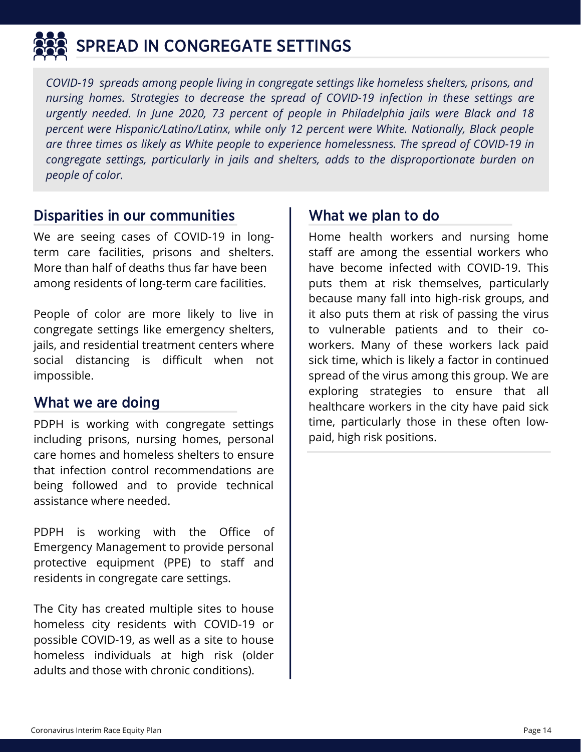# SPREAD IN CONGREGATE SETTINGS

*COVID-19 spreads among people living in congregate settings like homeless shelters, prisons, and nursing homes. Strategies to decrease the spread of COVID-19 infection in these settings are urgently needed. In June 2020, 73 percent of people in Philadelphia jails were Black and 18 percent were Hispanic/Latino/Latinx, while only 12 percent were White. Nationally, Black people are three times as likely as White people to experience homelessness. The spread of COVID-19 in congregate settings, particularly in jails and shelters, adds to the disproportionate burden on people of color.*

## Disparities in our communities

We are seeing cases of COVID-19 in long-term care facilities, prisons and shelters. More than half of deaths thus far have been among residents of long-term care facilities.

People of color are more likely to live in congregate settings like emergency shelters, jails, and residential treatment centers where social distancing is difficult when not impossible.

## What we are doing

PDPH is working with congregate settings including prisons, nursing homes, personal care homes and homeless shelters to ensure that infection control recommendations are being followed and to provide technical assistance where needed.

PDPH is working with the Office of Emergency Management to provide personal protective equipment (PPE) to staff and residents in congregate care settings.

The City has created multiple sites to house homeless city residents with COVID-19 or possible COVID-19, as well as a site to house homeless individuals at high risk (older adults and those with chronic conditions).

## What we plan to do

Home health workers and nursing home staff are among the essential workers who have become infected with COVID-19. This puts them at risk themselves, particularly because many fall into high-risk groups, and it also puts them at risk of passing the virus to vulnerable patients and to their co-workers. Many of these workers lack paid sick time, which is likely a factor in continued spread of the virus among this group. We are exploring strategies to ensure that all healthcare workers in the city have paid sick time, particularly those in these often low-paid, high risk positions.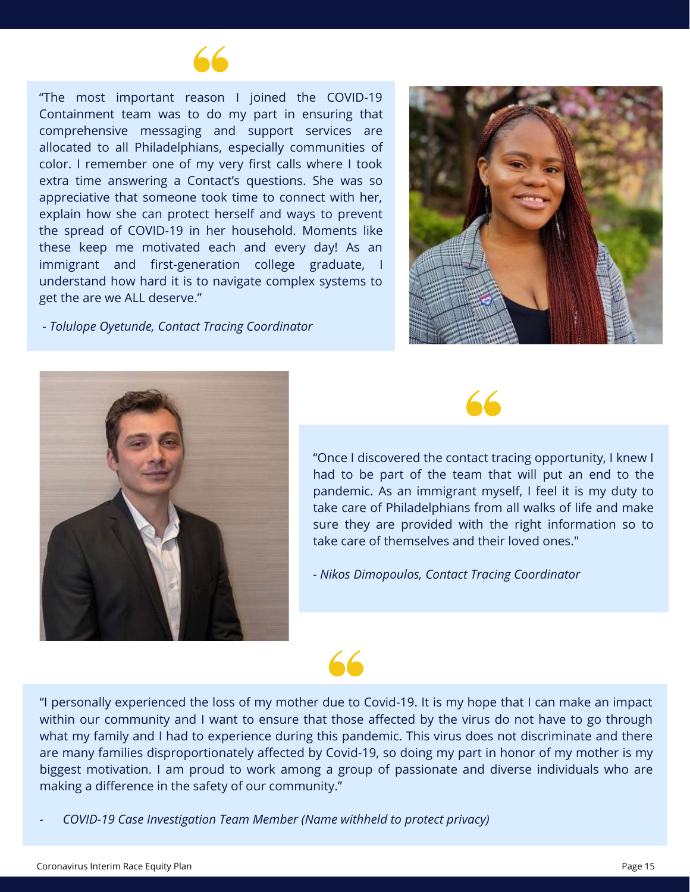"The most important reason I joined the COVID-19 Containment team was to do my part in ensuring that comprehensive messaging and support services are allocated to all Philadelphians, especially communities of color. I remember one of my very first calls where I took extra time answering a Contact's questions. She was so appreciative that someone took time to connect with her, explain how she can protect herself and ways to prevent the spread of COVID-19 in her household. Moments like these keep me motivated each and every day! As an immigrant and first-generation college graduate, I understand how hard it is to navigate complex systems to get the are we ALL deserve."

*- Tolulope Oyetunde, Contact Tracing Coordinator*

"Once I discovered the contact tracing opportunity, I knew I had to be part of the team that will put an end to the pandemic. As an immigrant myself, I feel it is my duty to take care of Philadelphians from all walks of life and make sure they are provided with the right information so to take care of themselves and their loved ones."

*- Nikos Dimopoulos, Contact Tracing Coordinator*

"I personally experienced the loss of my mother due to Covid-19. It is my hope that I can make an impact within our community and I want to ensure that those affected by the virus do not have to go through what my family and I had to experience during this pandemic. This virus does not discriminate and there are many families disproportionately affected by Covid-19, so doing my part in honor of my mother is my biggest motivation. I am proud to work among a group of passionate and diverse individuals who are making a difference in the safety of our community."

- *COVID-19 Case Investigation Team Member (Name withheld to protect privacy)*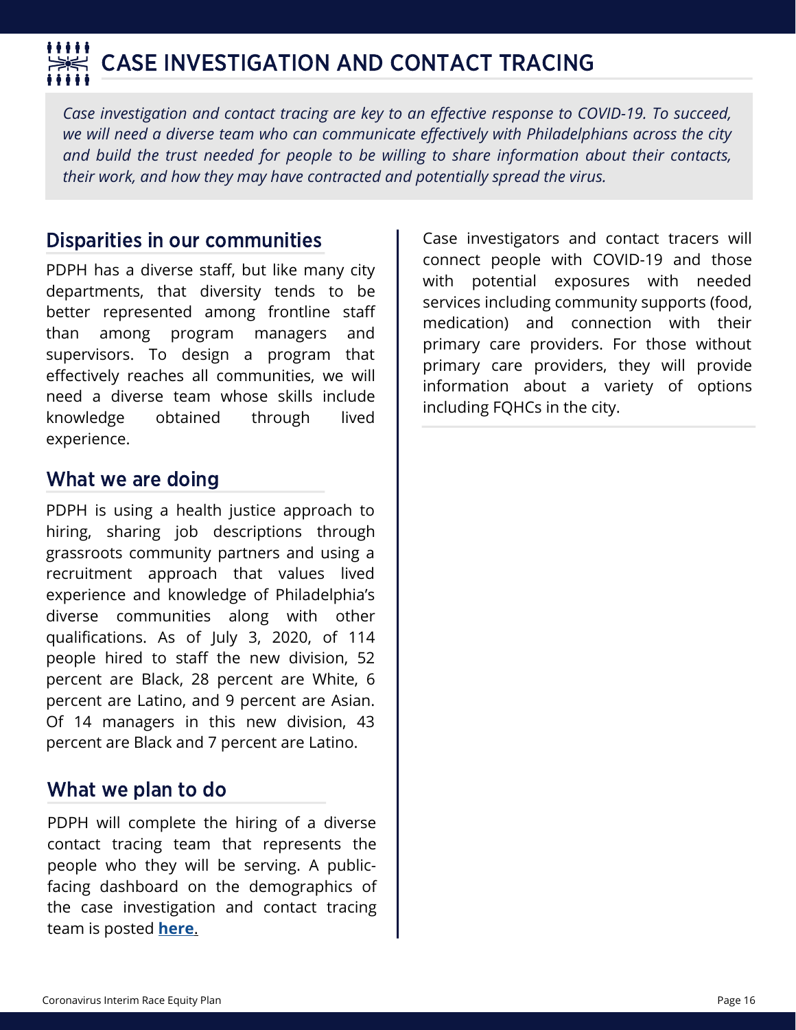# CASE INVESTIGATION AND CONTACT TRACING

*Case investigation and contact tracing are key to an effective response to COVID-19. To succeed, we will need a diverse team who can communicate effectively with Philadelphians across the city and build the trust needed for people to be willing to share information about their contacts, their work, and how they may have contracted and potentially spread the virus.*

## Disparities in our communities

PDPH has a diverse staff, but like many city departments, that diversity tends to be better represented among frontline staff than among program managers and supervisors. To design a program that effectively reaches all communities, we will need a diverse team whose skills include knowledge obtained through lived experience.

## What we are doing

PDPH is using a health justice approach to hiring, sharing job descriptions through grassroots community partners and using a recruitment approach that values lived experience and knowledge of Philadelphia's diverse communities along with other qualifications. As of July 3, 2020, of 114 people hired to staff the new division, 52 percent are Black, 28 percent are White, 6 percent are Latino, and 9 percent are Asian. Of 14 managers in this new division, 43 percent are Black and 7 percent are Latino.

## What we plan to do

PDPH will complete the hiring of a diverse contact tracing team that represents the people who they will be serving. A public-facing dashboard on the demographics of the case investigation and contact tracing team is posted **here**.

Case investigators and contact tracers will connect people with COVID-19 and those with potential exposures with needed services including community supports (food, medication) and connection with their primary care providers. For those without primary care providers, they will provide information about a variety of options including FQHCs in the city.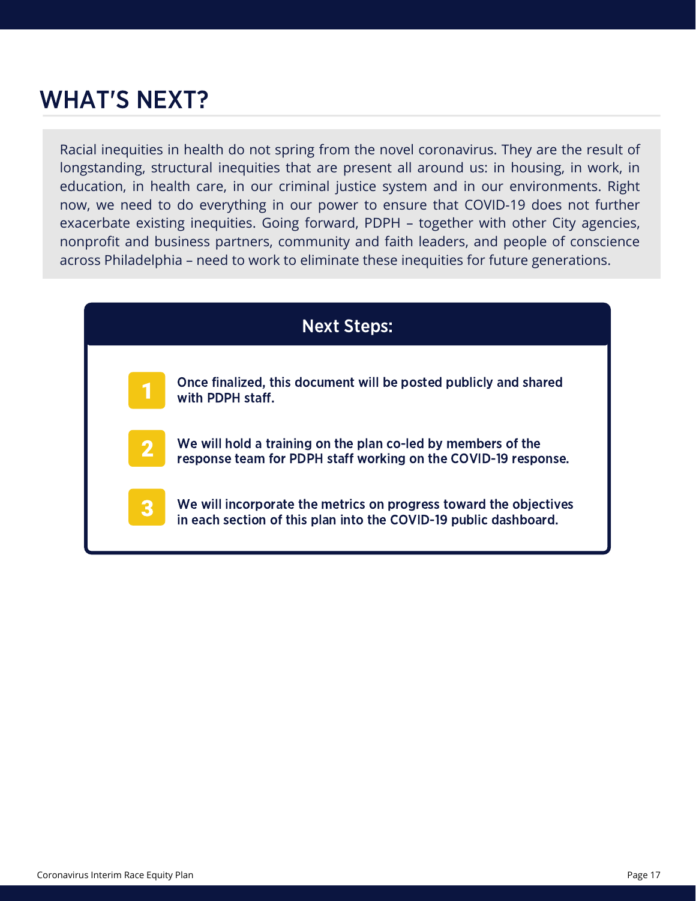# WHAT'S NEXT?

Racial inequities in health do not spring from the novel coronavirus. They are the result of longstanding, structural inequities that are present all around us: in housing, in work, in education, in health care, in our criminal justice system and in our environments. Right now, we need to do everything in our power to ensure that COVID-19 does not further exacerbate existing inequities. Going forward, PDPH – together with other City agencies, nonprofit and business partners, community and faith leaders, and people of conscience across Philadelphia – need to work to eliminate these inequities for future generations.

## Next Steps:

1. **Once finalized, this document will be posted publicly and shared with PDPH staff.**
2. **We will hold a training on the plan co-led by members of the response team for PDPH staff working on the COVID-19 response.**
3. **We will incorporate the metrics on progress toward the objectives in each section of this plan into the COVID-19 public dashboard.**